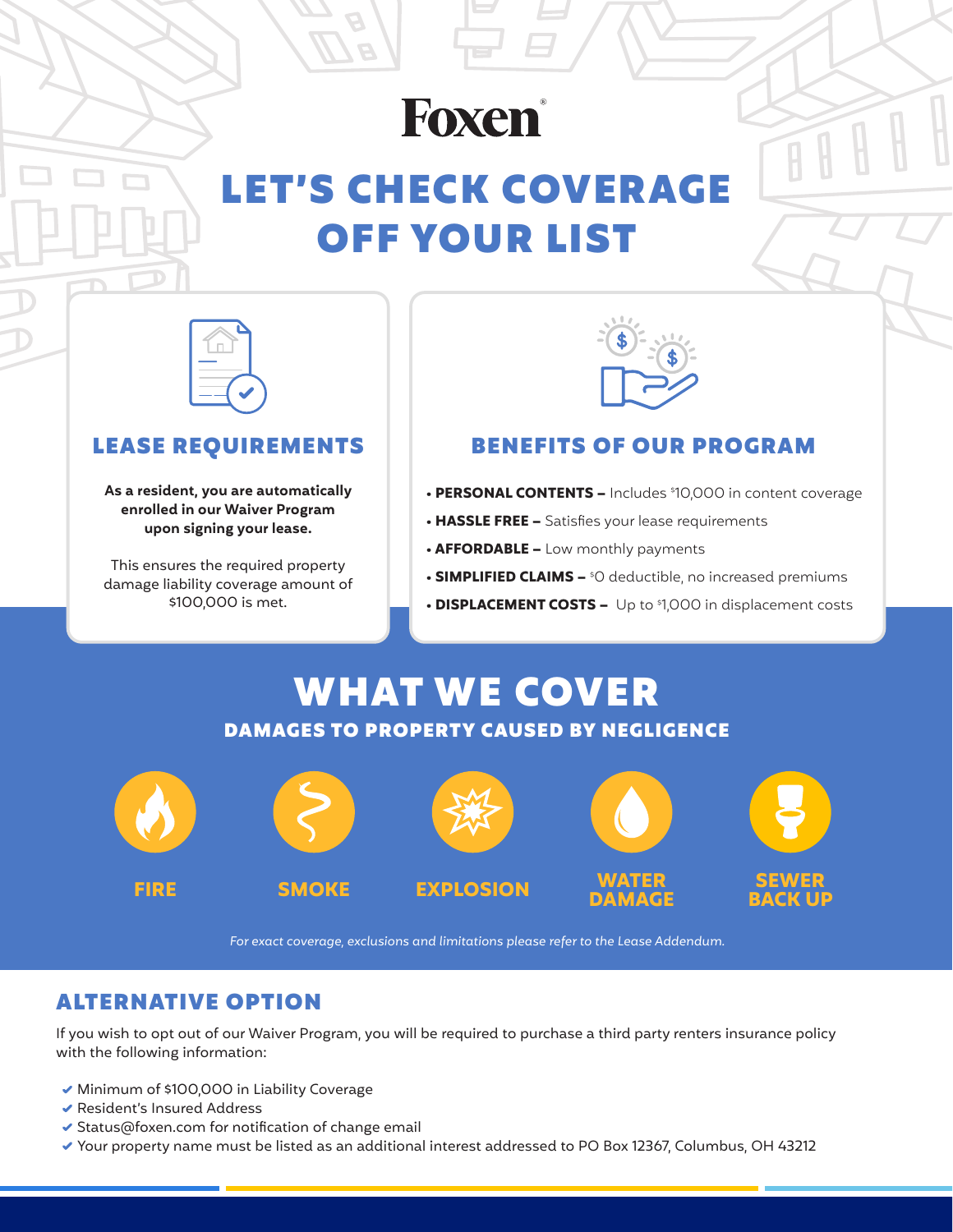# Foxen

# LET'S CHECK COVERAGE OFF YOUR LIST

## LEASE REQUIREMENTS

**As a resident, you are automatically enrolled in our Waiver Program upon signing your lease.**

This ensures the required property damage liability coverage amount of $100,000 is met.

## BENEFITS OF OUR PROGRAM

- **PERSONAL CONTENTS –** Includes $10,000 in content coverage
- **HASSLE FREE –** Satisfies your lease requirements
- **AFFORDABLE –** Low monthly payments
- **SIMPLIFIED CLAIMS –** $0 deductible, no increased premiums
- **DISPLACEMENT COSTS –** Up to $1,000 in displacement costs

## WHAT WE COVER

### DAMAGES TO PROPERTY CAUSED BY NEGLIGENCE

FIRE

SMOKE

EXPLOSION

WATER DAMAGE

SEWER BACK UP

*For exact coverage, exclusions and limitations please refer to the Lease Addendum.*

## ALTERNATIVE OPTION

If you wish to opt out of our Waiver Program, you will be required to purchase a third party renters insurance policy with the following information:

- ✔ Minimum of $100,000 in Liability Coverage
- ✔ Resident's Insured Address
- ✔ Status@foxen.com for notification of change email
- ✔ Your property name must be listed as an additional interest addressed to PO Box 12367, Columbus, OH 43212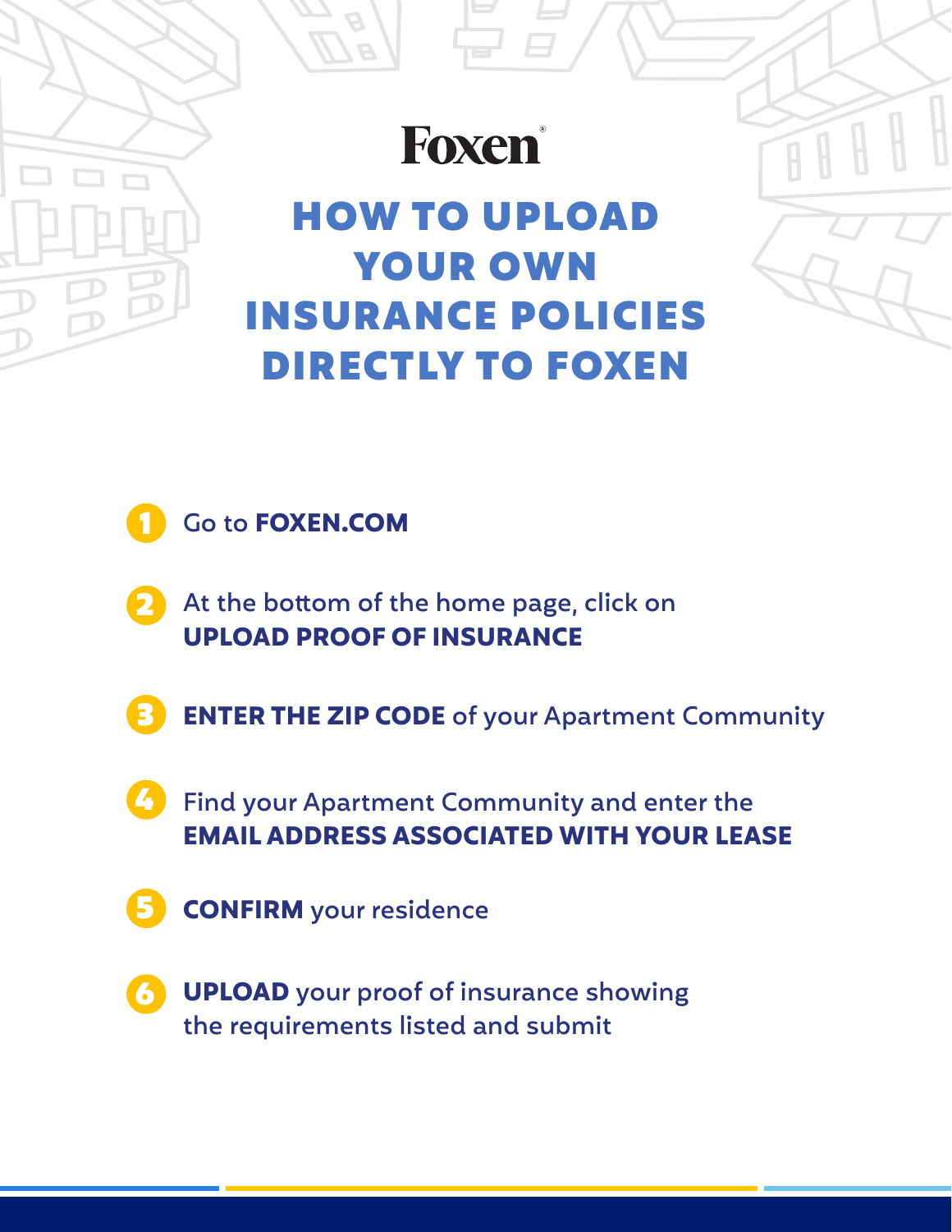Foxen®

# HOW TO UPLOAD YOUR OWN INSURANCE POLICIES DIRECTLY TO FOXEN

1. Go to **FOXEN.COM**
2. At the bottom of the home page, click on **UPLOAD PROOF OF INSURANCE**
3. **ENTER THE ZIP CODE** of your Apartment Community
4. Find your Apartment Community and enter the **EMAIL ADDRESS ASSOCIATED WITH YOUR LEASE**
5. **CONFIRM** your residence
6. **UPLOAD** your proof of insurance showing the requirements listed and submit